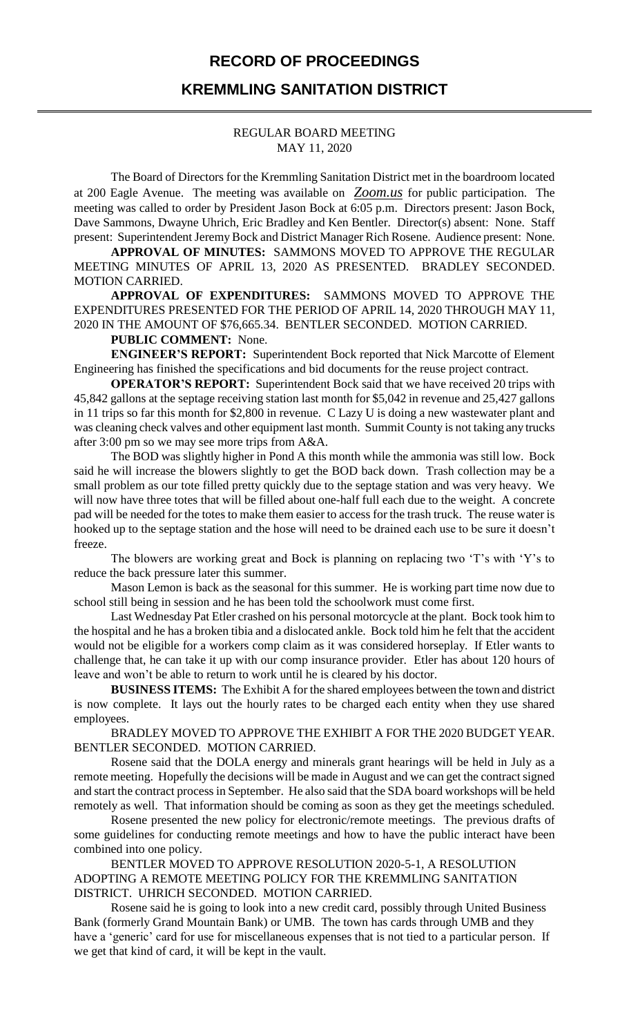# RECORD OF PROCEEDINGS

## KREMMLING SANITATION DISTRICT

REGULAR BOARD MEETING
MAY 11, 2020

The Board of Directors for the Kremmling Sanitation District met in the boardroom located at 200 Eagle Avenue. The meeting was available on *Zoom.us* for public participation. The meeting was called to order by President Jason Bock at 6:05 p.m. Directors present: Jason Bock, Dave Sammons, Dwayne Uhrich, Eric Bradley and Ken Bentler. Director(s) absent: None. Staff present: Superintendent Jeremy Bock and District Manager Rich Rosene. Audience present: None.

**APPROVAL OF MINUTES:** SAMMONS MOVED TO APPROVE THE REGULAR MEETING MINUTES OF APRIL 13, 2020 AS PRESENTED. BRADLEY SECONDED. MOTION CARRIED.

**APPROVAL OF EXPENDITURES:** SAMMONS MOVED TO APPROVE THE EXPENDITURES PRESENTED FOR THE PERIOD OF APRIL 14, 2020 THROUGH MAY 11, 2020 IN THE AMOUNT OF $76,665.34. BENTLER SECONDED. MOTION CARRIED.

**PUBLIC COMMENT:** None.

**ENGINEER'S REPORT:** Superintendent Bock reported that Nick Marcotte of Element Engineering has finished the specifications and bid documents for the reuse project contract.

**OPERATOR'S REPORT:** Superintendent Bock said that we have received 20 trips with 45,842 gallons at the septage receiving station last month for $5,042 in revenue and 25,427 gallons in 11 trips so far this month for $2,800 in revenue. C Lazy U is doing a new wastewater plant and was cleaning check valves and other equipment last month. Summit County is not taking any trucks after 3:00 pm so we may see more trips from A&A.

The BOD was slightly higher in Pond A this month while the ammonia was still low. Bock said he will increase the blowers slightly to get the BOD back down. Trash collection may be a small problem as our tote filled pretty quickly due to the septage station and was very heavy. We will now have three totes that will be filled about one-half full each due to the weight. A concrete pad will be needed for the totes to make them easier to access for the trash truck. The reuse water is hooked up to the septage station and the hose will need to be drained each use to be sure it doesn't freeze.

The blowers are working great and Bock is planning on replacing two 'T's with 'Y's to reduce the back pressure later this summer.

Mason Lemon is back as the seasonal for this summer. He is working part time now due to school still being in session and he has been told the schoolwork must come first.

Last Wednesday Pat Etler crashed on his personal motorcycle at the plant. Bock took him to the hospital and he has a broken tibia and a dislocated ankle. Bock told him he felt that the accident would not be eligible for a workers comp claim as it was considered horseplay. If Etler wants to challenge that, he can take it up with our comp insurance provider. Etler has about 120 hours of leave and won't be able to return to work until he is cleared by his doctor.

**BUSINESS ITEMS:** The Exhibit A for the shared employees between the town and district is now complete. It lays out the hourly rates to be charged each entity when they use shared employees.

BRADLEY MOVED TO APPROVE THE EXHIBIT A FOR THE 2020 BUDGET YEAR. BENTLER SECONDED. MOTION CARRIED.

Rosene said that the DOLA energy and minerals grant hearings will be held in July as a remote meeting. Hopefully the decisions will be made in August and we can get the contract signed and start the contract process in September. He also said that the SDA board workshops will be held remotely as well. That information should be coming as soon as they get the meetings scheduled.

Rosene presented the new policy for electronic/remote meetings. The previous drafts of some guidelines for conducting remote meetings and how to have the public interact have been combined into one policy.

BENTLER MOVED TO APPROVE RESOLUTION 2020-5-1, A RESOLUTION ADOPTING A REMOTE MEETING POLICY FOR THE KREMMLING SANITATION DISTRICT. UHRICH SECONDED. MOTION CARRIED.

Rosene said he is going to look into a new credit card, possibly through United Business Bank (formerly Grand Mountain Bank) or UMB. The town has cards through UMB and they have a 'generic' card for use for miscellaneous expenses that is not tied to a particular person. If we get that kind of card, it will be kept in the vault.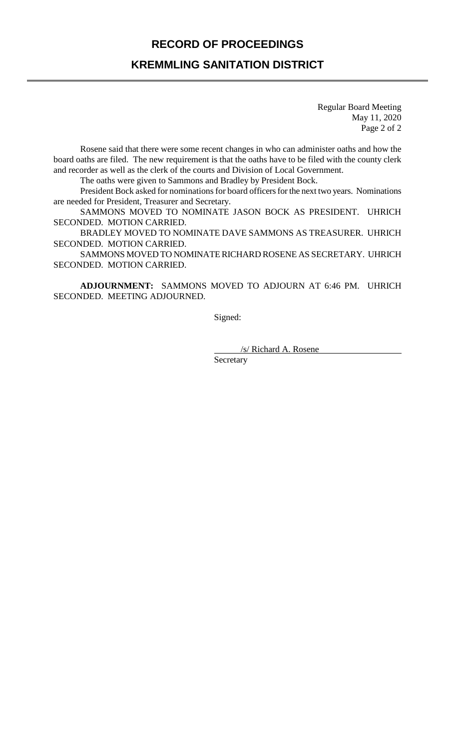Regular Board Meeting
May 11, 2020

Rosene said that there were some recent changes in who can administer oaths and how the board oaths are filed. The new requirement is that the oaths have to be filed with the county clerk and recorder as well as the clerk of the courts and Division of Local Government.

The oaths were given to Sammons and Bradley by President Bock.

President Bock asked for nominations for board officers for the next two years. Nominations are needed for President, Treasurer and Secretary.

SAMMONS MOVED TO NOMINATE JASON BOCK AS PRESIDENT. UHRICH SECONDED. MOTION CARRIED.

BRADLEY MOVED TO NOMINATE DAVE SAMMONS AS TREASURER. UHRICH SECONDED. MOTION CARRIED.

SAMMONS MOVED TO NOMINATE RICHARD ROSENE AS SECRETARY. UHRICH SECONDED. MOTION CARRIED.

**ADJOURNMENT:** SAMMONS MOVED TO ADJOURN AT 6:46 PM. UHRICH SECONDED. MEETING ADJOURNED.

Signed:

/s/ Richard A. Rosene

Secretary